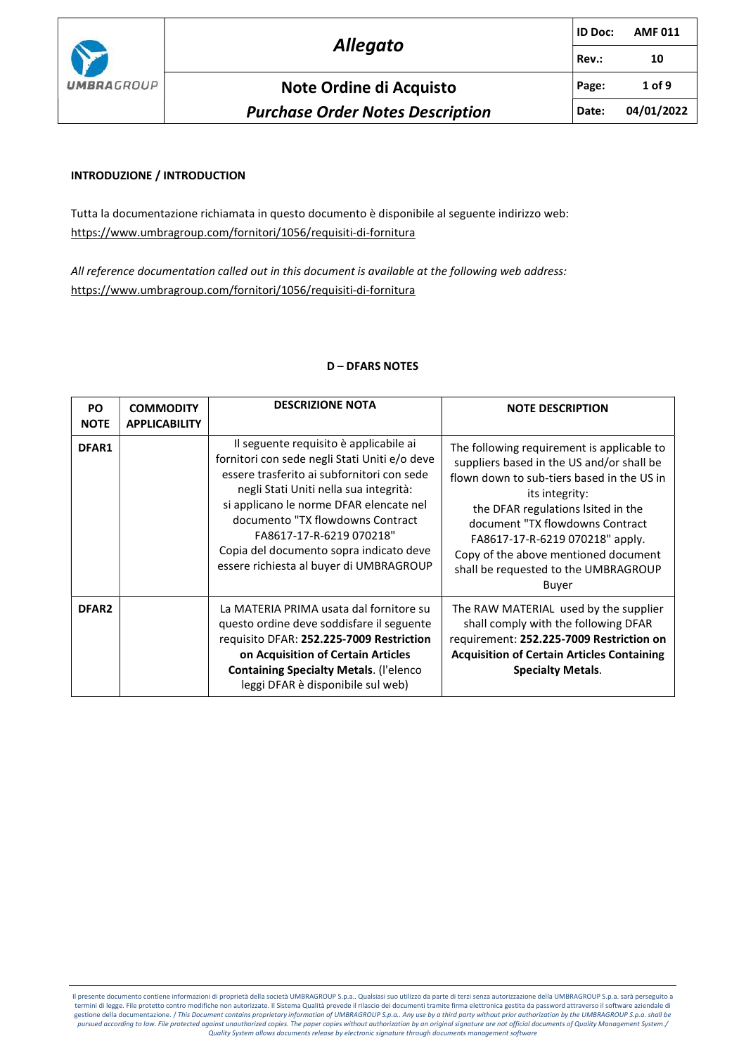**INTRODUZIONE / INTRODUCTION**

Tutta la documentazione richiamata in questo documento è disponibile al seguente indirizzo web:
https://www.umbragroup.com/fornitori/1056/requisiti-di-fornitura

*All reference documentation called out in this document is available at the following web address:*
https://www.umbragroup.com/fornitori/1056/requisiti-di-fornitura

**D – DFARS NOTES**

| PO NOTE | COMMODITY APPLICABILITY | DESCRIZIONE NOTA | NOTE DESCRIPTION |
|---|---|---|---|
| **DFAR1** | | Il seguente requisito è applicabile ai fornitori con sede negli Stati Uniti e/o deve essere trasferito ai subfornitori con sede negli Stati Uniti nella sua integrità: si applicano le norme DFAR elencate nel documento "TX flowdowns Contract FA8617-17-R-6219 070218" Copia del documento sopra indicato deve essere richiesta al buyer di UMBRAGROUP | The following requirement is applicable to suppliers based in the US and/or shall be flown down to sub-tiers based in the US in its integrity: the DFAR regulations lsited in the document "TX flowdowns Contract FA8617-17-R-6219 070218" apply. Copy of the above mentioned document shall be requested to the UMBRAGROUP Buyer |
| **DFAR2** | | La MATERIA PRIMA usata dal fornitore su questo ordine deve soddisfare il seguente requisito DFAR: **252.225-7009 Restriction on Acquisition of Certain Articles Containing Specialty Metals**. (l'elenco leggi DFAR è disponibile sul web) | The RAW MATERIAL used by the supplier shall comply with the following DFAR requirement: **252.225-7009 Restriction on Acquisition of Certain Articles Containing Specialty Metals**. |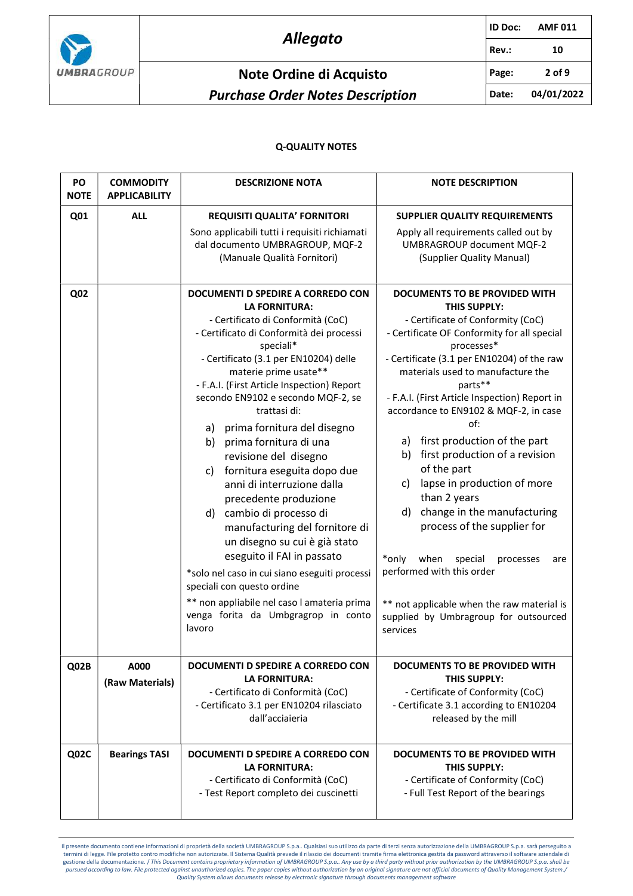**Q-QUALITY NOTES**

| PO NOTE | COMMODITY APPLICABILITY | DESCRIZIONE NOTA | NOTE DESCRIPTION |
|---|---|---|---|
| Q01 | ALL | **REQUISITI QUALITA' FORNITORI**<br>Sono applicabili tutti i requisiti richiamati dal documento UMBRAGROUP, MQF-2 (Manuale Qualità Fornitori) | **SUPPLIER QUALITY REQUIREMENTS**<br>Apply all requirements called out by UMBRAGROUP document MQF-2 (Supplier Quality Manual) |
| Q02 | | **DOCUMENTI D SPEDIRE A CORREDO CON LA FORNITURA:**<br>- Certificato di Conformità (CoC)<br>- Certificato di Conformità dei processi speciali*<br>- Certificato (3.1 per EN10204) delle materie prime usate**<br>- F.A.I. (First Article Inspection) Report secondo EN9102 e secondo MQF-2, se trattasi di:<br>a) prima fornitura del disegno<br>b) prima fornitura di una revisione del disegno<br>c) fornitura eseguita dopo due anni di interruzione dalla precedente produzione<br>d) cambio di processo di manufacturing del fornitore di un disegno su cui è già stato eseguito il FAI in passato<br>*solo nel caso in cui siano eseguiti processi speciali con questo ordine<br>** non appliabile nel caso l amateria prima venga forita da Umbgragrop in conto lavoro | **DOCUMENTS TO BE PROVIDED WITH THIS SUPPLY:**<br>- Certificate of Conformity (CoC)<br>- Certificate OF Conformity for all special processes*<br>- Certificate (3.1 per EN10204) of the raw materials used to manufacture the parts**<br>- F.A.I. (First Article Inspection) Report in accordance to EN9102 & MQF-2, in case of:<br>a) first production of the part<br>b) first production of a revision of the part<br>c) lapse in production of more than 2 years<br>d) change in the manufacturing process of the supplier for<br>*only when special processes are performed with this order<br>** not applicable when the raw material is supplied by Umbragroup for outsourced services |
| Q02B | A000<br>(Raw Materials) | **DOCUMENTI D SPEDIRE A CORREDO CON LA FORNITURA:**<br>- Certificato di Conformità (CoC)<br>- Certificato 3.1 per EN10204 rilasciato dall'acciaieria | **DOCUMENTS TO BE PROVIDED WITH THIS SUPPLY:**<br>- Certificate of Conformity (CoC)<br>- Certificate 3.1 according to EN10204 released by the mill |
| Q02C | Bearings TASI | **DOCUMENTI D SPEDIRE A CORREDO CON LA FORNITURA:**<br>- Certificato di Conformità (CoC)<br>- Test Report completo dei cuscinetti | **DOCUMENTS TO BE PROVIDED WITH THIS SUPPLY:**<br>- Certificate of Conformity (CoC)<br>- Full Test Report of the bearings |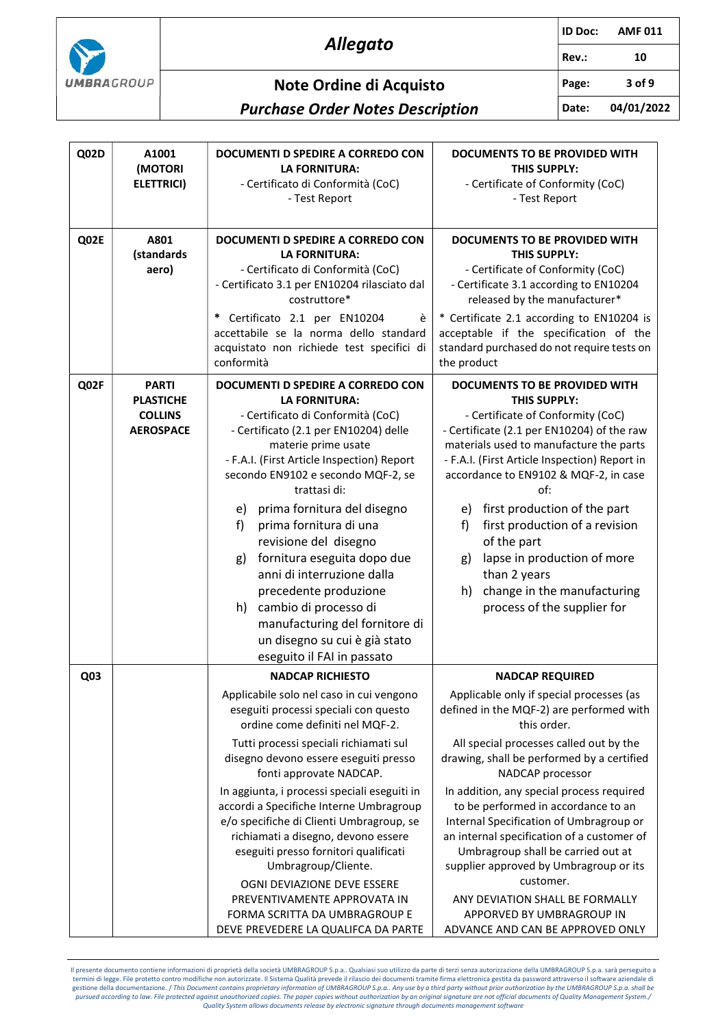| | | | |
|---|---|---|---|
| **Q02D** | **A1001 (MOTORI ELETTRICI)** | **DOCUMENTI D SPEDIRE A CORREDO CON LA FORNITURA:**<br>- Certificato di Conformità (CoC)<br>- Test Report | **DOCUMENTS TO BE PROVIDED WITH THIS SUPPLY:**<br>- Certificate of Conformity (CoC)<br>- Test Report |
| **Q02E** | **A801 (standards aero)** | **DOCUMENTI D SPEDIRE A CORREDO CON LA FORNITURA:**<br>- Certificato di Conformità (CoC)<br>- Certificato 3.1 per EN10204 rilasciato dal costruttore*<br>* Certificato 2.1 per EN10204 è accettabile se la norma dello standard acquistato non richiede test specifici di conformità | **DOCUMENTS TO BE PROVIDED WITH THIS SUPPLY:**<br>- Certificate of Conformity (CoC)<br>- Certificate 3.1 according to EN10204 released by the manufacturer*<br>* Certificate 2.1 according to EN10204 is acceptable if the specification of the standard purchased do not require tests on the product |
| **Q02F** | **PARTI PLASTICHE COLLINS AEROSPACE** | **DOCUMENTI D SPEDIRE A CORREDO CON LA FORNITURA:**<br>- Certificato di Conformità (CoC)<br>- Certificato (2.1 per EN10204) delle materie prime usate<br>- F.A.I. (First Article Inspection) Report secondo EN9102 e secondo MQF-2, se trattasi di:<br>e) prima fornitura del disegno<br>f) prima fornitura di una revisione del disegno<br>g) fornitura eseguita dopo due anni di interruzione dalla precedente produzione<br>h) cambio di processo di manufacturing del fornitore di un disegno su cui è già stato eseguito il FAI in passato | **DOCUMENTS TO BE PROVIDED WITH THIS SUPPLY:**<br>- Certificate of Conformity (CoC)<br>- Certificate (2.1 per EN10204) of the raw materials used to manufacture the parts<br>- F.A.I. (First Article Inspection) Report in accordance to EN9102 & MQF-2, in case of:<br>e) first production of the part<br>f) first production of a revision of the part<br>g) lapse in production of more than 2 years<br>h) change in the manufacturing process of the supplier for |
| **Q03** | | **NADCAP RICHIESTO**<br>Applicabile solo nel caso in cui vengono eseguiti processi speciali con questo ordine come definiti nel MQF-2.<br>Tutti processi speciali richiamati sul disegno devono essere eseguiti presso fonti approvate NADCAP.<br>In aggiunta, i processi speciali eseguiti in accordi a Specifiche Interne Umbragroup e/o specifiche di Clienti Umbragroup, se richiamati a disegno, devono essere eseguiti presso fornitori qualificati Umbragroup/Cliente.<br>OGNI DEVIAZIONE DEVE ESSERE PREVENTIVAMENTE APPROVATA IN FORMA SCRITTA DA UMBRAGROUP E DEVE PREVEDERE LA QUALIFCA DA PARTE | **NADCAP REQUIRED**<br>Applicable only if special processes (as defined in the MQF-2) are performed with this order.<br>All special processes called out by the drawing, shall be performed by a certified NADCAP processor<br>In addition, any special process required to be performed in accordance to an Internal Specification of Umbragroup or an internal specification of a customer of Umbragroup shall be carried out at supplier approved by Umbragroup or its customer.<br>ANY DEVIATION SHALL BE FORMALLY APPORVED BY UMBRAGROUP IN ADVANCE AND CAN BE APPROVED ONLY |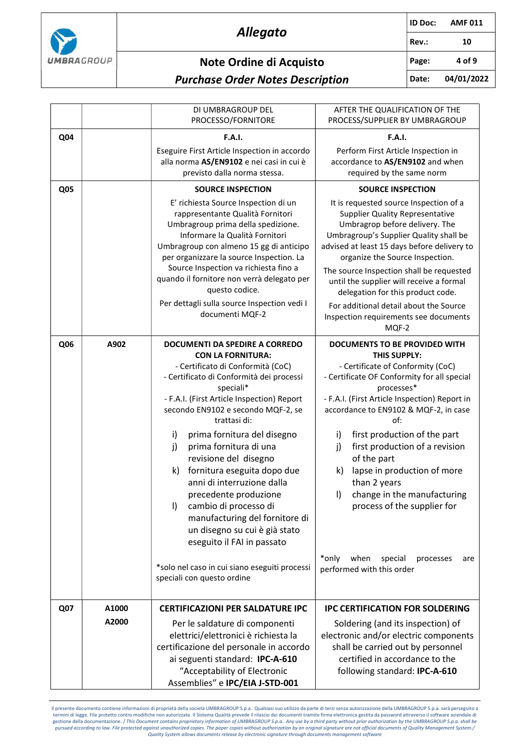| | | DI UMBRAGROUP DEL PROCESSO/FORNITORE | AFTER THE QUALIFICATION OF THE PROCESS/SUPPLIER BY UMBRAGROUP |
|---|---|---|---|
| **Q04** | | **F.A.I.**<br>Eseguire First Article Inspection in accordo alla norma **AS/EN9102** e nei casi in cui è previsto dalla norma stessa. | **F.A.I.**<br>Perform First Article Inspection in accordance to **AS/EN9102** and when required by the same norm |
| **Q05** | | **SOURCE INSPECTION**<br>E' richiesta Source Inspection di un rappresentante Qualità Fornitori Umbragroup prima della spedizione. Informare la Qualità Fornitori Umbragroup con almeno 15 gg di anticipo per organizzare la source Inspection. La Source Inspection va richiesta fino a quando il fornitore non verrà delegato per questo codice.<br>Per dettagli sulla source Inspection vedi I documenti MQF-2 | **SOURCE INSPECTION**<br>It is requested source Inspection of a Supplier Quality Representative Umbragrop before delivery. The Umbragroup's Supplier Quality shall be advised at least 15 days before delivery to organize the Source Inspection.<br>The source Inspection shall be requested until the supplier will receive a formal delegation for this product code.<br>For additional detail about the Source Inspection requirements see documents MQF-2 |
| **Q06** | **A902** | **DOCUMENTI DA SPEDIRE A CORREDO CON LA FORNITURA:**<br>- Certificato di Conformità (CoC)<br>- Certificato di Conformità dei processi speciali*<br>- F.A.I. (First Article Inspection) Report secondo EN9102 e secondo MQF-2, se trattasi di:<br>i) prima fornitura del disegno<br>j) prima fornitura di una revisione del disegno<br>k) fornitura eseguita dopo due anni di interruzione dalla precedente produzione<br>l) cambio di processo di manufacturing del fornitore di un disegno su cui è già stato eseguito il FAI in passato<br><br>*solo nel caso in cui siano eseguiti processi speciali con questo ordine | **DOCUMENTS TO BE PROVIDED WITH THIS SUPPLY:**<br>- Certificate of Conformity (CoC)<br>- Certificate OF Conformity for all special processes*<br>- F.A.I. (First Article Inspection) Report in accordance to EN9102 & MQF-2, in case of:<br>i) first production of the part<br>j) first production of a revision of the part<br>k) lapse in production of more than 2 years<br>l) change in the manufacturing process of the supplier for<br><br>*only when special processes are performed with this order |
| **Q07** | **A1000**<br>**A2000** | **CERTIFICAZIONI PER SALDATURE IPC**<br>Per le saldature di componenti elettrici/elettronici è richiesta la certificazione del personale in accordo ai seguenti standard: **IPC-A-610** "Acceptability of Electronic Assemblies" e **IPC/EIA J-STD-001** | **IPC CERTIFICATION FOR SOLDERING**<br>Soldering (and its inspection) of electronic and/or electric components shall be carried out by personnel certified in accordance to the following standard: **IPC-A-610** |

Il presente documento contiene informazioni di proprietà della società UMBRAGROUP S.p.a.. Qualsiasi suo utilizzo da parte di terzi senza autorizzazione della UMBRAGROUP S.p.a. sarà perseguito a termini di legge. File protetto contro modifiche non autorizzate. Il Sistema Qualità prevede il rilascio dei documenti tramite firma elettronica gestita da password attraverso il software aziendale di gestione della documentazione. / *This Document contains proprietary information of UMBRAGROUP S.p.a.. Any use by a third party without prior authorization by the UMBRAGROUP S.p.a. shall be pursued according to law. File protected against unauthorized copies. The paper copies without authorization by an original signature are not official documents of Quality Management System./ Quality System allows documents release by electronic signature through documents management software*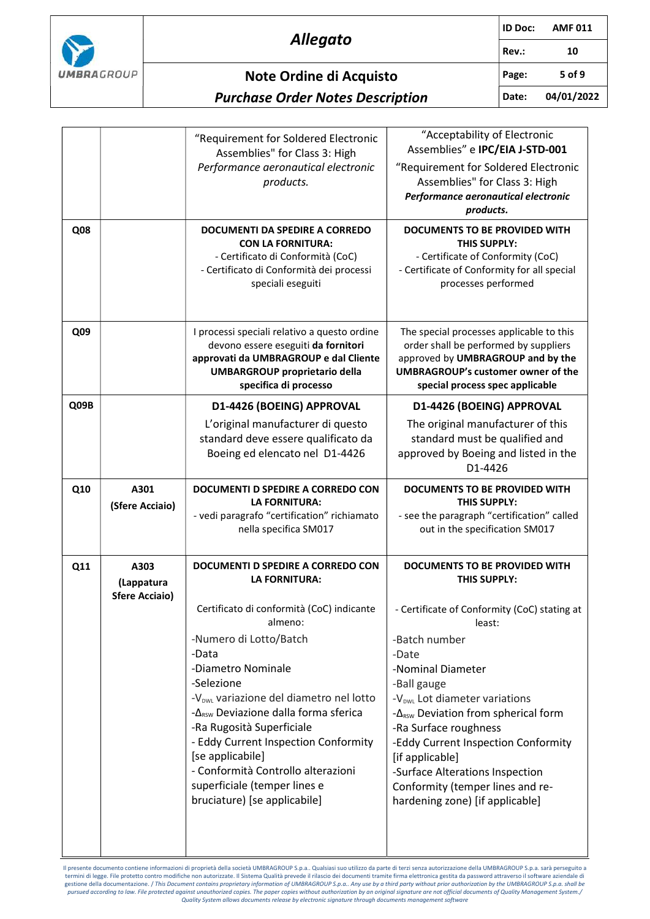| | | | |
|---|---|---|---|
| | | "Requirement for Soldered Electronic Assemblies" for Class 3: High *Performance aeronautical electronic products.* | "Acceptability of Electronic Assemblies" e **IPC/EIA J-STD-001** "Requirement for Soldered Electronic Assemblies" for Class 3: High ***Performance aeronautical electronic products.*** |
| **Q08** | | **DOCUMENTI DA SPEDIRE A CORREDO CON LA FORNITURA:**<br>- Certificato di Conformità (CoC)<br>- Certificato di Conformità dei processi speciali eseguiti | **DOCUMENTS TO BE PROVIDED WITH THIS SUPPLY:**<br>- Certificate of Conformity (CoC)<br>- Certificate of Conformity for all special processes performed |
| **Q09** | | I processi speciali relativo a questo ordine devono essere eseguiti **da fornitori approvati da UMBRAGROUP e dal Cliente UMBARGROUP proprietario della specifica di processo** | The special processes applicable to this order shall be performed by suppliers approved by **UMBRAGROUP and by the UMBRAGROUP's customer owner of the special process spec applicable** |
| **Q09B** | | **D1-4426 (BOEING) APPROVAL**<br>L'original manufacturer di questo standard deve essere qualificato da Boeing ed elencato nel D1-4426 | **D1-4426 (BOEING) APPROVAL**<br>The original manufacturer of this standard must be qualified and approved by Boeing and listed in the D1-4426 |
| **Q10** | **A301 (Sfere Acciaio)** | **DOCUMENTI D SPEDIRE A CORREDO CON LA FORNITURA:**<br>- vedi paragrafo "certification" richiamato nella specifica SM017 | **DOCUMENTS TO BE PROVIDED WITH THIS SUPPLY:**<br>- see the paragraph "certification" called out in the specification SM017 |
| **Q11** | **A303 (Lappatura Sfere Acciaio)** | **DOCUMENTI D SPEDIRE A CORREDO CON LA FORNITURA:**<br>Certificato di conformità (CoC) indicante almeno:<br>-Numero di Lotto/Batch<br>-Data<br>-Diametro Nominale<br>-Selezione<br>-$V_{DWL}$ variazione del diametro nel lotto<br>-$\Delta_{RSW}$ Deviazione dalla forma sferica<br>-Ra Rugosità Superficiale<br>- Eddy Current Inspection Conformity [se applicabile]<br>- Conformità Controllo alterazioni superficiale (temper lines e bruciature) [se applicabile] | **DOCUMENTS TO BE PROVIDED WITH THIS SUPPLY:**<br>- Certificate of Conformity (CoC) stating at least:<br>-Batch number<br>-Date<br>-Nominal Diameter<br>-Ball gauge<br>-$V_{DWL}$ Lot diameter variations<br>-$\Delta_{RSW}$ Deviation from spherical form<br>-Ra Surface roughness<br>-Eddy Current Inspection Conformity [if applicable]<br>-Surface Alterations Inspection Conformity (temper lines and re-hardening zone) [if applicable] |

Il presente documento contiene informazioni di proprietà della società UMBRAGROUP S.p.a.. Qualsiasi suo utilizzo da parte di terzi senza autorizzazione della UMBRAGROUP S.p.a. sarà perseguito a termini di legge. File protetto contro modifiche non autorizzate. Il Sistema Qualità prevede il rilascio dei documenti tramite firma elettronica gestita da password attraverso il software aziendale di gestione della documentazione. / *This Document contains proprietary information of UMBRAGROUP S.p.a.. Any use by a third party without prior authorization by the UMBRAGROUP S.p.a. shall be pursued according to law. File protected against unauthorized copies. The paper copies without authorization by an original signature are not official documents of Quality Management System./ Quality System allows documents release by electronic signature through documents management software*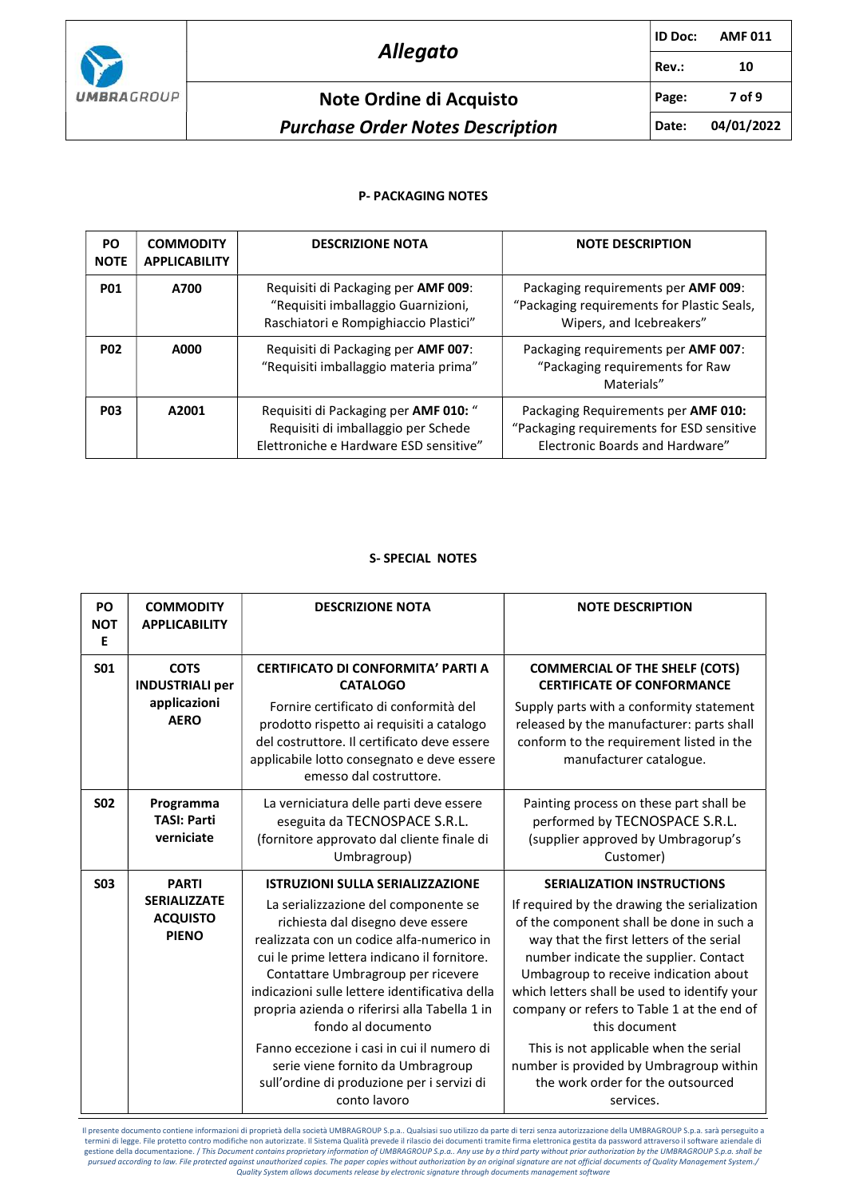### P- PACKAGING NOTES

| PO NOTE | COMMODITY APPLICABILITY | DESCRIZIONE NOTA | NOTE DESCRIPTION |
|---|---|---|---|
| **P01** | A700 | Requisiti di Packaging per **AMF 009**: "Requisiti imballaggio Guarnizioni, Raschiatori e Rompighiaccio Plastici" | Packaging requirements per **AMF 009**: "Packaging requirements for Plastic Seals, Wipers, and Icebreakers" |
| **P02** | A000 | Requisiti di Packaging per **AMF 007**: "Requisiti imballaggio materia prima" | Packaging requirements per **AMF 007**: "Packaging requirements for Raw Materials" |
| **P03** | A2001 | Requisiti di Packaging per **AMF 010:** " Requisiti di imballaggio per Schede Elettroniche e Hardware ESD sensitive" | Packaging Requirements per **AMF 010:** "Packaging requirements for ESD sensitive Electronic Boards and Hardware" |

### S- SPECIAL NOTES

| PO NOTE | COMMODITY APPLICABILITY | DESCRIZIONE NOTA | NOTE DESCRIPTION |
|---|---|---|---|
| **S01** | **COTS INDUSTRIALI per applicazioni AERO** | **CERTIFICATO DI CONFORMITA' PARTI A CATALOGO** Fornire certificato di conformità del prodotto rispetto ai requisiti a catalogo del costruttore. Il certificato deve essere applicabile lotto consegnato e deve essere emesso dal costruttore. | **COMMERCIAL OF THE SHELF (COTS) CERTIFICATE OF CONFORMANCE** Supply parts with a conformity statement released by the manufacturer: parts shall conform to the requirement listed in the manufacturer catalogue. |
| **S02** | **Programma TASI: Parti verniciate** | La verniciatura delle parti deve essere eseguita da TECNOSPACE S.R.L. (fornitore approvato dal cliente finale di Umbragroup) | Painting process on these part shall be performed by TECNOSPACE S.R.L. (supplier approved by Umbragorup's Customer) |
| **S03** | **PARTI SERIALIZZATE ACQUISTO PIENO** | **ISTRUZIONI SULLA SERIALIZZAZIONE** La serializzazione del componente se richiesta dal disegno deve essere realizzata con un codice alfa-numerico in cui le prime lettera indicano il fornitore. Contattare Umbragroup per ricevere indicazioni sulle lettere identificativa della propria azienda o riferirsi alla Tabella 1 in fondo al documento Fanno eccezione i casi in cui il numero di serie viene fornito da Umbragroup sull'ordine di produzione per i servizi di conto lavoro | **SERIALIZATION INSTRUCTIONS** If required by the drawing the serialization of the component shall be done in such a way that the first letters of the serial number indicate the supplier. Contact Umbagroup to receive indication about which letters shall be used to identify your company or refers to Table 1 at the end of this document This is not applicable when the serial number is provided by Umbragroup within the work order for the outsourced services. |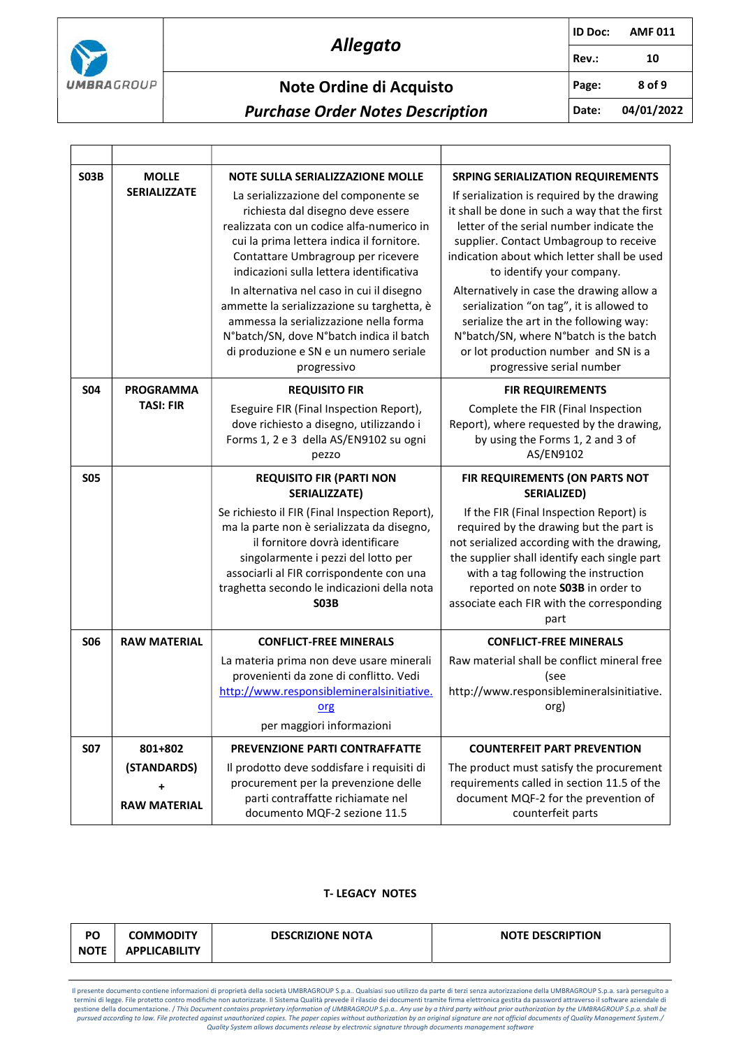| | | | |
|---|---|---|---|
| **S03B** | **MOLLE SERIALIZZATE** | **NOTE SULLA SERIALIZZAZIONE MOLLE**<br><br>La serializzazione del componente se richiesta dal disegno deve essere realizzata con un codice alfa-numerico in cui la prima lettera indica il fornitore. Contattare Umbragroup per ricevere indicazioni sulla lettera identificativa<br><br>In alternativa nel caso in cui il disegno ammette la serializzazione su targhetta, è ammessa la serializzazione nella forma N°batch/SN, dove N°batch indica il batch di produzione e SN e un numero seriale progressivo | **SRPING SERIALIZATION REQUIREMENTS**<br><br>If serialization is required by the drawing it shall be done in such a way that the first letter of the serial number indicate the supplier. Contact Umbagroup to receive indication about which letter shall be used to identify your company.<br><br>Alternatively in case the drawing allow a serialization "on tag", it is allowed to serialize the art in the following way: N°batch/SN, where N°batch is the batch or lot production number and SN is a progressive serial number |
| **S04** | **PROGRAMMA TASI: FIR** | **REQUISITO FIR**<br><br>Eseguire FIR (Final Inspection Report), dove richiesto a disegno, utilizzando i Forms 1, 2 e 3 della AS/EN9102 su ogni pezzo | **FIR REQUIREMENTS**<br><br>Complete the FIR (Final Inspection Report), where requested by the drawing, by using the Forms 1, 2 and 3 of AS/EN9102 |
| **S05** | | **REQUISITO FIR (PARTI NON SERIALIZZATE)**<br><br>Se richiesto il FIR (Final Inspection Report), ma la parte non è serializzata da disegno, il fornitore dovrà identificare singolarmente i pezzi del lotto per associarli al FIR corrispondente con una traghetta secondo le indicazioni della nota **S03B** | **FIR REQUIREMENTS (ON PARTS NOT SERIALIZED)**<br><br>If the FIR (Final Inspection Report) is required by the drawing but the part is not serialized according with the drawing, the supplier shall identify each single part with a tag following the instruction reported on note **S03B** in order to associate each FIR with the corresponding part |
| **S06** | **RAW MATERIAL** | **CONFLICT-FREE MINERALS**<br><br>La materia prima non deve usare minerali provenienti da zone di conflitto. Vedi [http://www.responsiblemineralsinitiative.org](http://www.responsiblemineralsinitiative.org)<br><br>per maggiori informazioni | **CONFLICT-FREE MINERALS**<br><br>Raw material shall be conflict mineral free (see http://www.responsiblemineralsinitiative.org) |
| **S07** | **801+802 (STANDARDS) + RAW MATERIAL** | **PREVENZIONE PARTI CONTRAFFATTE**<br><br>Il prodotto deve soddisfare i requisiti di procurement per la prevenzione delle parti contraffatte richiamate nel documento MQF-2 sezione 11.5 | **COUNTERFEIT PART PREVENTION**<br><br>The product must satisfy the procurement requirements called in section 11.5 of the document MQF-2 for the prevention of counterfeit parts |

**T- LEGACY NOTES**

| **PO NOTE** | **COMMODITY APPLICABILITY** | **DESCRIZIONE NOTA** | **NOTE DESCRIPTION** |
|---|---|---|---|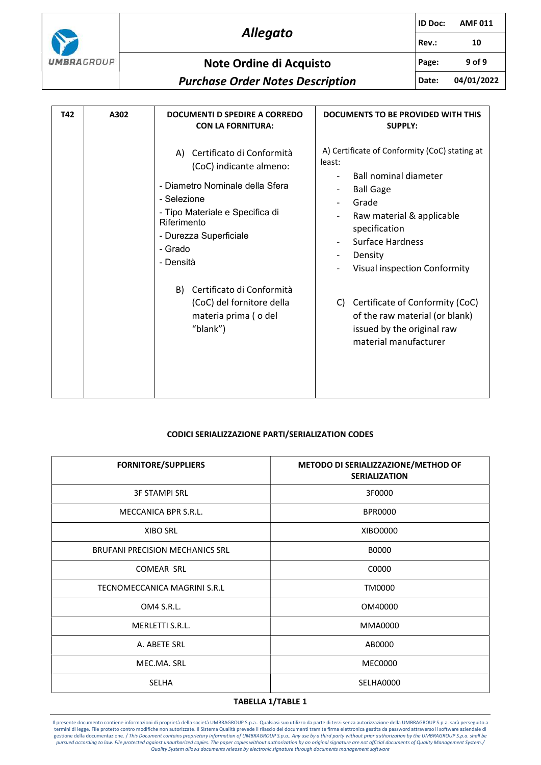| T42 | A302 | DOCUMENTI D SPEDIRE A CORREDO CON LA FORNITURA: | DOCUMENTS TO BE PROVIDED WITH THIS SUPPLY: |
|---|---|---|---|
| | | A) Certificato di Conformità (CoC) indicante almeno:<br>- Diametro Nominale della Sfera<br>- Selezione<br>- Tipo Materiale e Specifica di Riferimento<br>- Durezza Superficiale<br>- Grado<br>- Densità<br><br>B) Certificato di Conformità (CoC) del fornitore della materia prima ( o del "blank") | A) Certificate of Conformity (CoC) stating at least:<br>- Ball nominal diameter<br>- Ball Gage<br>- Grade<br>- Raw material & applicable specification<br>- Surface Hardness<br>- Density<br>- Visual inspection Conformity<br><br>C) Certificate of Conformity (CoC) of the raw material (or blank) issued by the original raw material manufacturer |

**CODICI SERIALIZZAZIONE PARTI/SERIALIZATION CODES**

| FORNITORE/SUPPLIERS | METODO DI SERIALIZZAZIONE/METHOD OF SERIALIZATION |
|---|---|
| 3F STAMPI SRL | 3F0000 |
| MECCANICA BPR S.R.L. | BPR0000 |
| XIBO SRL | XIBO0000 |
| BRUFANI PRECISION MECHANICS SRL | B0000 |
| COMEAR SRL | C0000 |
| TECNOMECCANICA MAGRINI S.R.L | TM0000 |
| OM4 S.R.L. | OM40000 |
| MERLETTI S.R.L. | MMA0000 |
| A. ABETE SRL | AB0000 |
| MEC.MA. SRL | MEC0000 |
| SELHA | SELHA0000 |

**TABELLA 1/TABLE 1**